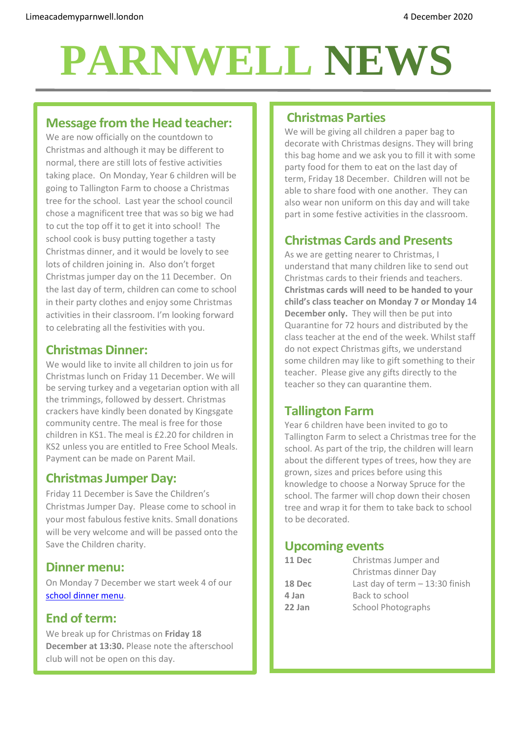Limeacademyparnwell.london 4 December 2020

# PARNWELL NEWS

## Message from the Head teacher:

We are now officially on the countdown to Christmas and although it may be different to normal, there are still lots of festive activities taking place. On Monday, Year 6 children will be going to Tallington Farm to choose a Christmas tree for the school. Last year the school council chose a magnificent tree that was so big we had to cut the top off it to get it into school! The school cook is busy putting together a tasty Christmas dinner, and it would be lovely to see lots of children joining in. Also don't forget Christmas jumper day on the 11 December. On the last day of term, children can come to school in their party clothes and enjoy some Christmas activities in their classroom. I'm looking forward to celebrating all the festivities with you.

## Christmas Dinner:

We would like to invite all children to join us for Christmas lunch on Friday 11 December. We will be serving turkey and a vegetarian option with all the trimmings, followed by dessert. Christmas crackers have kindly been donated by Kingsgate community centre. The meal is free for those children in KS1. The meal is £2.20 for children in KS2 unless you are entitled to Free School Meals. Payment can be made on Parent Mail.

## Christmas Jumper Day:

Friday 11 December is Save the Children's Christmas Jumper Day. Please come to school in your most fabulous festive knits. Small donations will be very welcome and will be passed onto the Save the Children charity.

## Dinner menu:

On Monday 7 December we start week 4 of our school dinner menu.

## End of term:

We break up for Christmas on **Friday 18 December at 13:30.** Please note the afterschool club will not be open on this day.

## Christmas Parties

We will be giving all children a paper bag to decorate with Christmas designs. They will bring this bag home and we ask you to fill it with some party food for them to eat on the last day of term, Friday 18 December. Children will not be able to share food with one another. They can also wear non uniform on this day and will take part in some festive activities in the classroom.

## Christmas Cards and Presents

As we are getting nearer to Christmas, I understand that many children like to send out Christmas cards to their friends and teachers. **Christmas cards will need to be handed to your child's class teacher on Monday 7 or Monday 14 December only.** They will then be put into Quarantine for 72 hours and distributed by the class teacher at the end of the week. Whilst staff do not expect Christmas gifts, we understand some children may like to gift something to their teacher. Please give any gifts directly to the teacher so they can quarantine them.

## Tallington Farm

Year 6 children have been invited to go to Tallington Farm to select a Christmas tree for the school. As part of the trip, the children will learn about the different types of trees, how they are grown, sizes and prices before using this knowledge to choose a Norway Spruce for the school. The farmer will chop down their chosen tree and wrap it for them to take back to school to be decorated.

## Upcoming events

| | |
|---|---|
| **11 Dec** | Christmas Jumper and Christmas dinner Day |
| **18 Dec** | Last day of term – 13:30 finish |
| **4 Jan** | Back to school |
| **22 Jan** | School Photographs |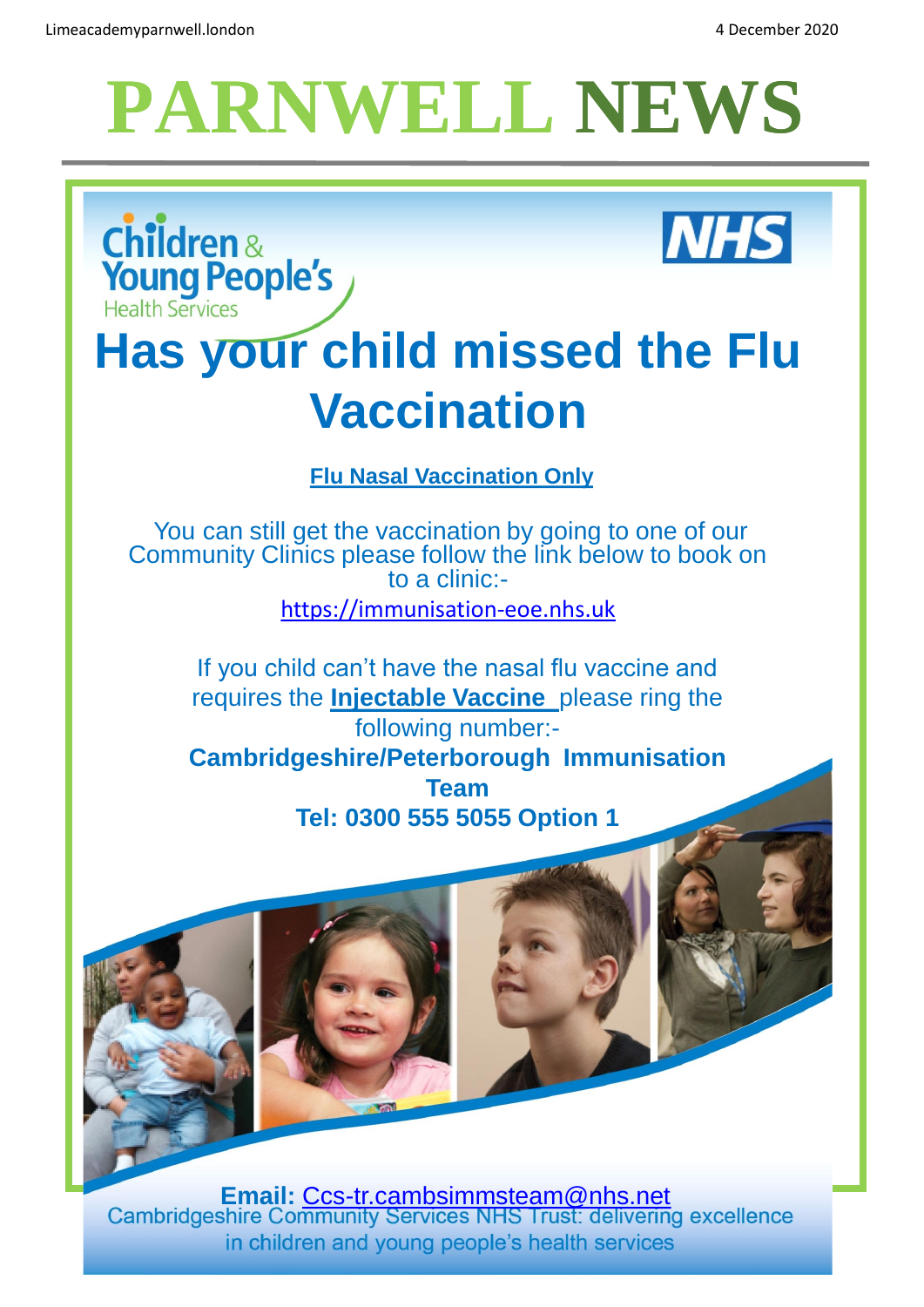# PARNWELL NEWS

Children & Young People's Health Services

NHS

## Has your child missed the Flu Vaccination

**Flu Nasal Vaccination Only**

You can still get the vaccination by going to one of our Community Clinics please follow the link below to book on to a clinic:-

https://immunisation-eoe.nhs.uk

If you child can't have the nasal flu vaccine and requires the **Injectable Vaccine** please ring the following number:-

**Cambridgeshire/Peterborough Immunisation Team**

**Tel: 0300 555 5055 Option 1**

**Email:** Ccs-tr.cambsimmsteam@nhs.net

Cambridgeshire Community Services NHS Trust: delivering excellence in children and young people's health services